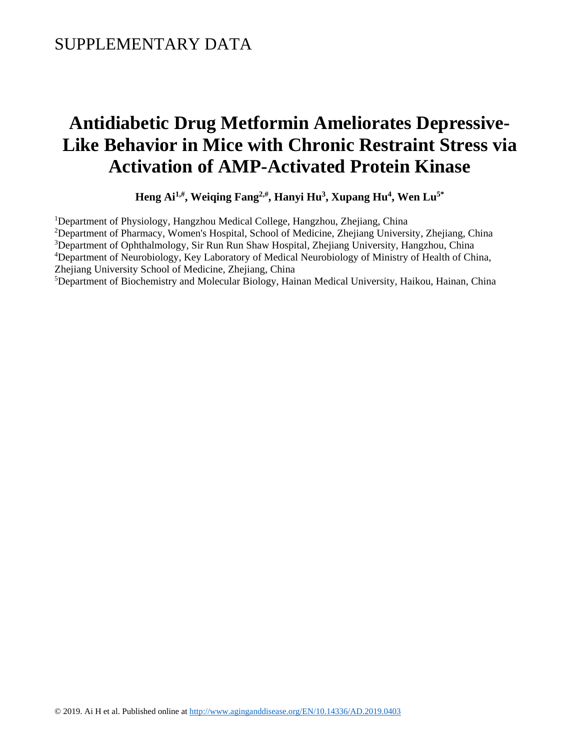SUPPLEMENTARY DATA

# Antidiabetic Drug Metformin Ameliorates Depressive-Like Behavior in Mice with Chronic Restraint Stress via Activation of AMP-Activated Protein Kinase

**Heng Ai[1,#], Weiqing Fang[2,#], Hanyi Hu[3], Xupang Hu[4], Wen Lu[5*]**

[1]Department of Physiology, Hangzhou Medical College, Hangzhou, Zhejiang, China
[2]Department of Pharmacy, Women's Hospital, School of Medicine, Zhejiang University, Zhejiang, China
[3]Department of Ophthalmology, Sir Run Run Shaw Hospital, Zhejiang University, Hangzhou, China
[4]Department of Neurobiology, Key Laboratory of Medical Neurobiology of Ministry of Health of China, Zhejiang University School of Medicine, Zhejiang, China
[5]Department of Biochemistry and Molecular Biology, Hainan Medical University, Haikou, Hainan, China

© 2019. Ai H et al. Published online at http://www.aginganddisease.org/EN/10.14336/AD.2019.0403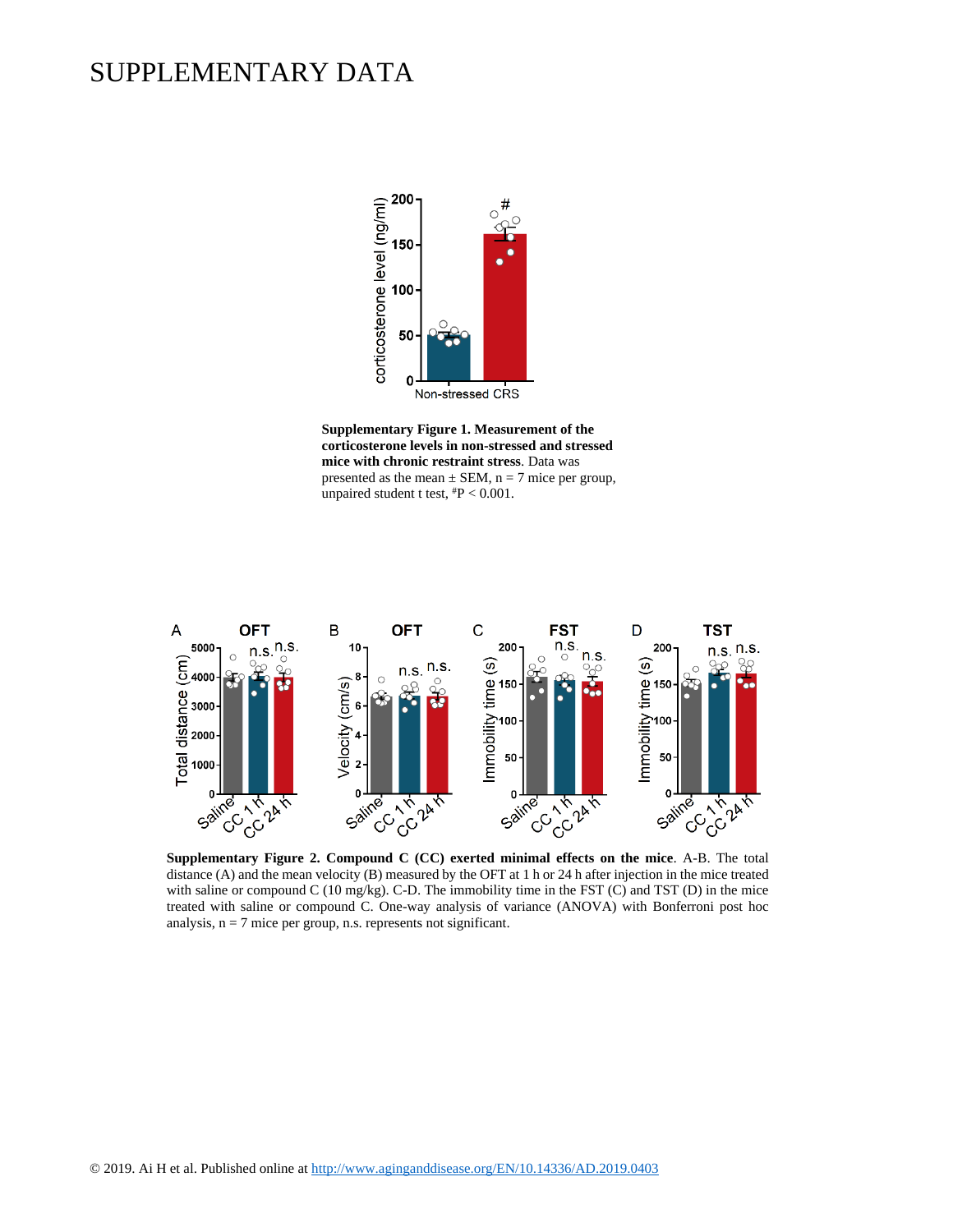# SUPPLEMENTARY DATA

**Supplementary Figure 1. Measurement of the corticosterone levels in non-stressed and stressed mice with chronic restraint stress**. Data was presented as the mean ± SEM, n = 7 mice per group, unpaired student t test, #P < 0.001.

**Supplementary Figure 2. Compound C (CC) exerted minimal effects on the mice**. A-B. The total distance (A) and the mean velocity (B) measured by the OFT at 1 h or 24 h after injection in the mice treated with saline or compound C (10 mg/kg). C-D. The immobility time in the FST (C) and TST (D) in the mice treated with saline or compound C. One-way analysis of variance (ANOVA) with Bonferroni post hoc analysis, n = 7 mice per group, n.s. represents not significant.

© 2019. Ai H et al. Published online at http://www.aginganddisease.org/EN/10.14336/AD.2019.0403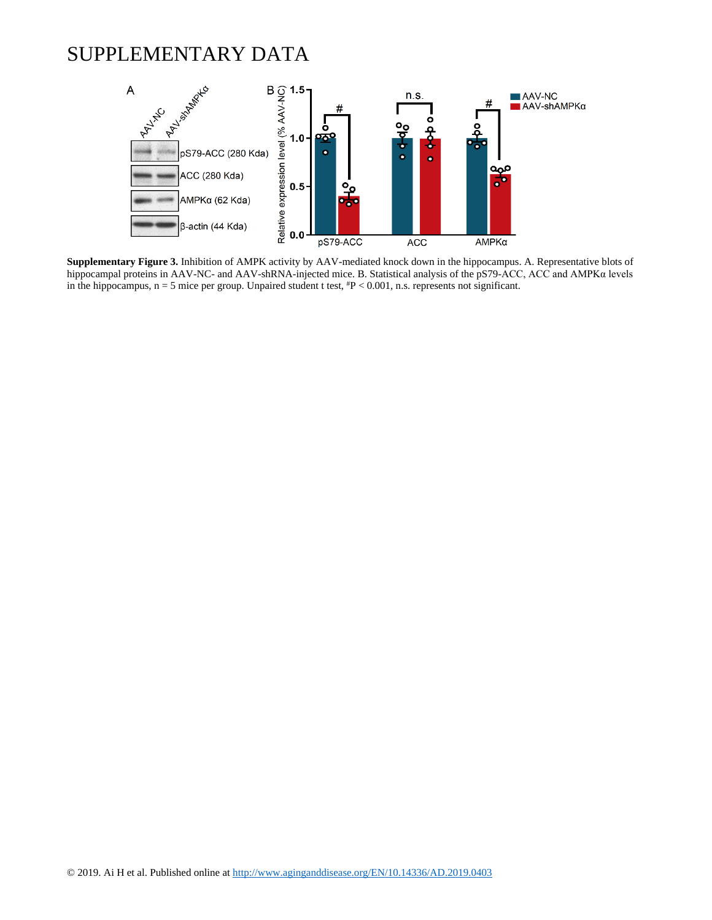# SUPPLEMENTARY DATA

A

AAV-NC
AAV-shAMPKα

pS79-ACC (280 Kda)
ACC (280 Kda)
AMPKα (62 Kda)
β-actin (44 Kda)

B

Relative expression level (% AAV-NC)

1.5
1.0
0.5
0.0

#
n.s.
#

pS79-ACC
ACC
AMPKα

AAV-NC
AAV-shAMPKα

**Supplementary Figure 3.** Inhibition of AMPK activity by AAV-mediated knock down in the hippocampus. A. Representative blots of hippocampal proteins in AAV-NC- and AAV-shRNA-injected mice. B. Statistical analysis of the pS79-ACC, ACC and AMPKα levels in the hippocampus, n = 5 mice per group. Unpaired student t test, #P < 0.001, n.s. represents not significant.

© 2019. Ai H et al. Published online at http://www.aginganddisease.org/EN/10.14336/AD.2019.0403